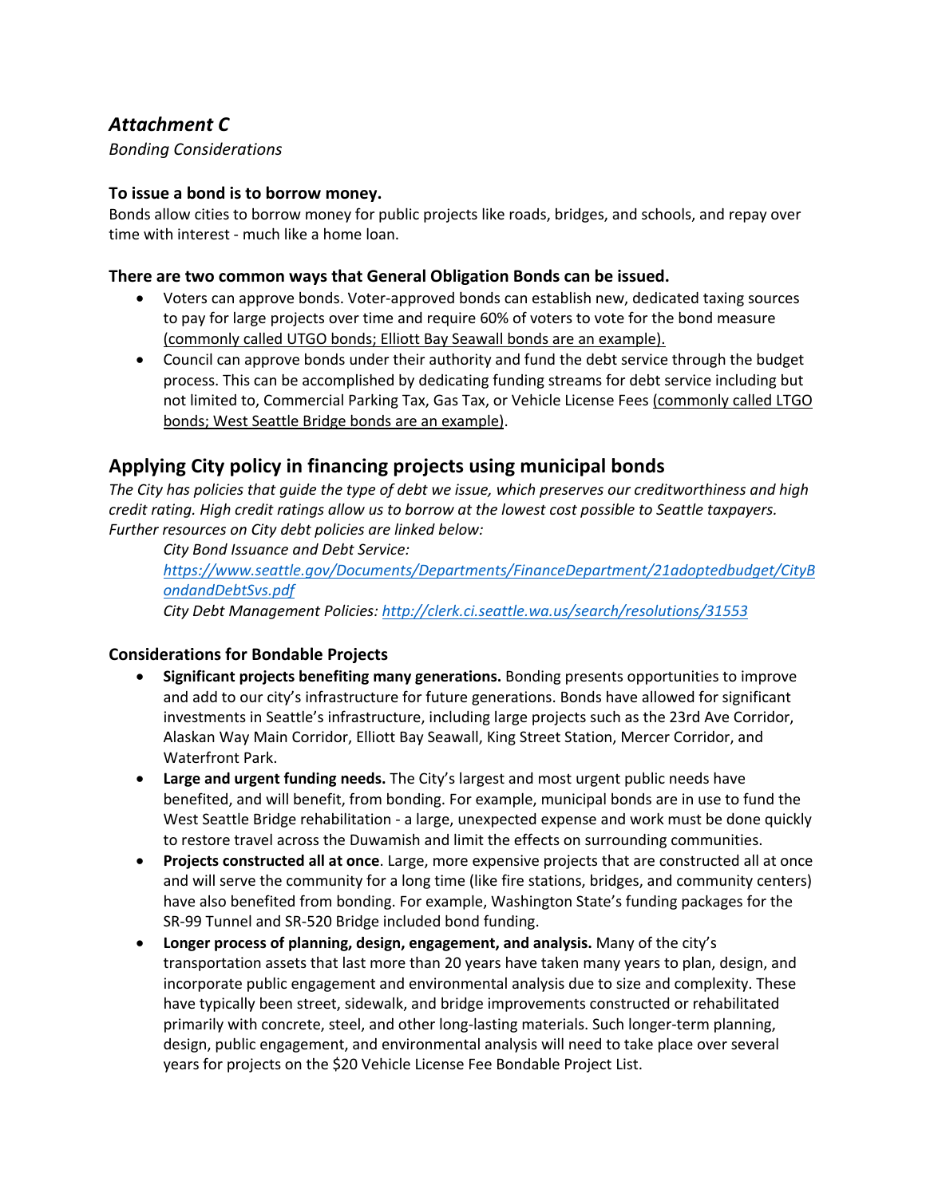## *Attachment C*

*Bonding Considerations*

### To issue a bond is to borrow money.

Bonds allow cities to borrow money for public projects like roads, bridges, and schools, and repay over time with interest - much like a home loan.

### There are two common ways that General Obligation Bonds can be issued.

- Voters can approve bonds. Voter-approved bonds can establish new, dedicated taxing sources to pay for large projects over time and require 60% of voters to vote for the bond measure <u>(commonly called UTGO bonds; Elliott Bay Seawall bonds are an example).</u>
- Council can approve bonds under their authority and fund the debt service through the budget process. This can be accomplished by dedicating funding streams for debt service including but not limited to, Commercial Parking Tax, Gas Tax, or Vehicle License Fees <u>(commonly called LTGO bonds; West Seattle Bridge bonds are an example)</u>.

## Applying City policy in financing projects using municipal bonds

*The City has policies that guide the type of debt we issue, which preserves our creditworthiness and high credit rating. High credit ratings allow us to borrow at the lowest cost possible to Seattle taxpayers. Further resources on City debt policies are linked below:*

> *City Bond Issuance and Debt Service: [https://www.seattle.gov/Documents/Departments/FinanceDepartment/21adoptedbudget/CityBondandDebtSvs.pdf](https://www.seattle.gov/Documents/Departments/FinanceDepartment/21adoptedbudget/CityBondandDebtSvs.pdf)*
>
> *City Debt Management Policies: [http://clerk.ci.seattle.wa.us/search/resolutions/31553](http://clerk.ci.seattle.wa.us/search/resolutions/31553)*

### Considerations for Bondable Projects

- **Significant projects benefiting many generations.** Bonding presents opportunities to improve and add to our city's infrastructure for future generations. Bonds have allowed for significant investments in Seattle's infrastructure, including large projects such as the 23rd Ave Corridor, Alaskan Way Main Corridor, Elliott Bay Seawall, King Street Station, Mercer Corridor, and Waterfront Park.
- **Large and urgent funding needs.** The City's largest and most urgent public needs have benefited, and will benefit, from bonding. For example, municipal bonds are in use to fund the West Seattle Bridge rehabilitation - a large, unexpected expense and work must be done quickly to restore travel across the Duwamish and limit the effects on surrounding communities.
- **Projects constructed all at once**. Large, more expensive projects that are constructed all at once and will serve the community for a long time (like fire stations, bridges, and community centers) have also benefited from bonding. For example, Washington State's funding packages for the SR-99 Tunnel and SR-520 Bridge included bond funding.
- **Longer process of planning, design, engagement, and analysis.** Many of the city's transportation assets that last more than 20 years have taken many years to plan, design, and incorporate public engagement and environmental analysis due to size and complexity. These have typically been street, sidewalk, and bridge improvements constructed or rehabilitated primarily with concrete, steel, and other long-lasting materials. Such longer-term planning, design, public engagement, and environmental analysis will need to take place over several years for projects on the $20 Vehicle License Fee Bondable Project List.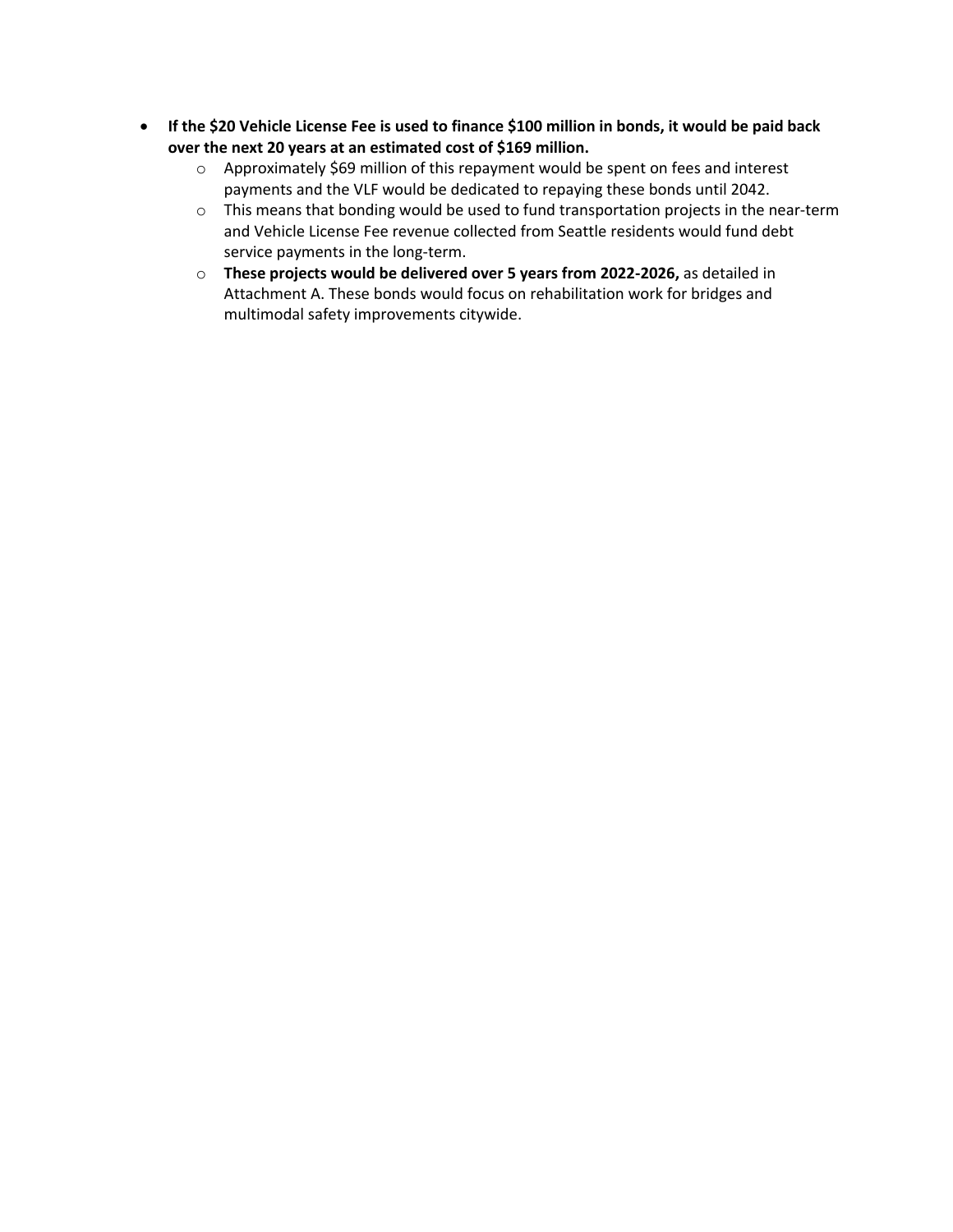- **If the $20 Vehicle License Fee is used to finance $100 million in bonds, it would be paid back over the next 20 years at an estimated cost of $169 million.**
  - Approximately $69 million of this repayment would be spent on fees and interest payments and the VLF would be dedicated to repaying these bonds until 2042.
  - This means that bonding would be used to fund transportation projects in the near-term and Vehicle License Fee revenue collected from Seattle residents would fund debt service payments in the long-term.
  - **These projects would be delivered over 5 years from 2022-2026,** as detailed in Attachment A. These bonds would focus on rehabilitation work for bridges and multimodal safety improvements citywide.